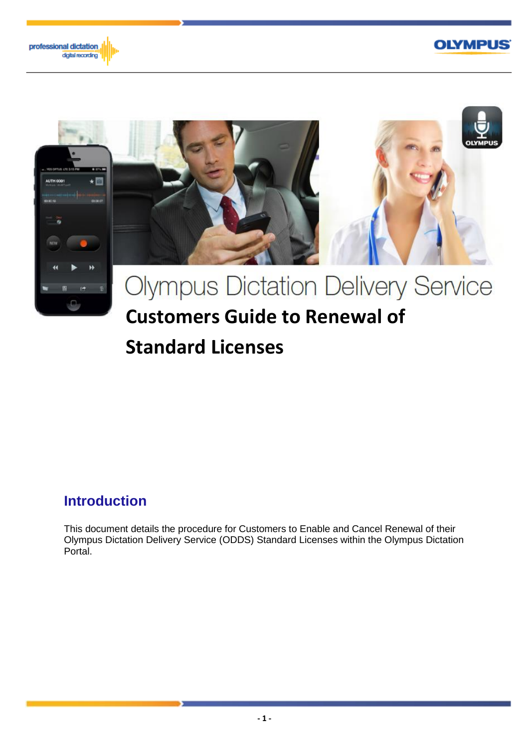# Olympus Dictation Delivery Service

## Customers Guide to Renewal of Standard Licenses

## Introduction

This document details the procedure for Customers to Enable and Cancel Renewal of their Olympus Dictation Delivery Service (ODDS) Standard Licenses within the Olympus Dictation Portal.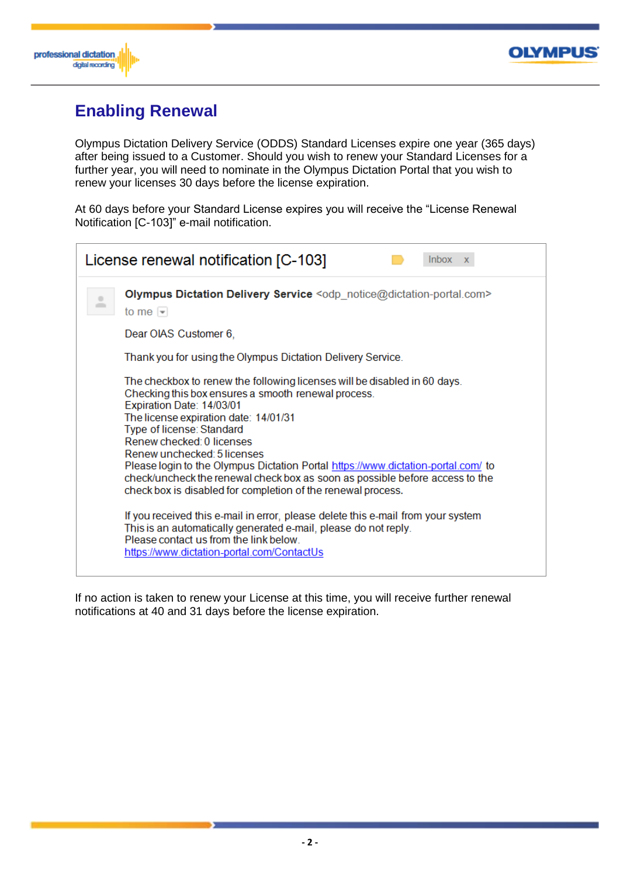# Enabling Renewal

Olympus Dictation Delivery Service (ODDS) Standard Licenses expire one year (365 days) after being issued to a Customer. Should you wish to renew your Standard Licenses for a further year, you will need to nominate in the Olympus Dictation Portal that you wish to renew your licenses 30 days before the license expiration.

At 60 days before your Standard License expires you will receive the “License Renewal Notification [C-103]” e-mail notification.

> License renewal notification [C-103]    Inbox x
>
> **Olympus Dictation Delivery Service** <odp_notice@dictation-portal.com>
> to me
>
> Dear OIAS Customer 6,
>
> Thank you for using the Olympus Dictation Delivery Service.
>
> The checkbox to renew the following licenses will be disabled in 60 days.
> Checking this box ensures a smooth renewal process.
> Expiration Date: 14/03/01
> The license expiration date: 14/01/31
> Type of license: Standard
> Renew checked: 0 licenses
> Renew unchecked: 5 licenses
> Please login to the Olympus Dictation Portal https://www.dictation-portal.com/ to check/uncheck the renewal check box as soon as possible before access to the check box is disabled for completion of the renewal process.
>
> If you received this e-mail in error, please delete this e-mail from your system
> This is an automatically generated e-mail, please do not reply.
> Please contact us from the link below.
> https://www.dictation-portal.com/ContactUs

If no action is taken to renew your License at this time, you will receive further renewal notifications at 40 and 31 days before the license expiration.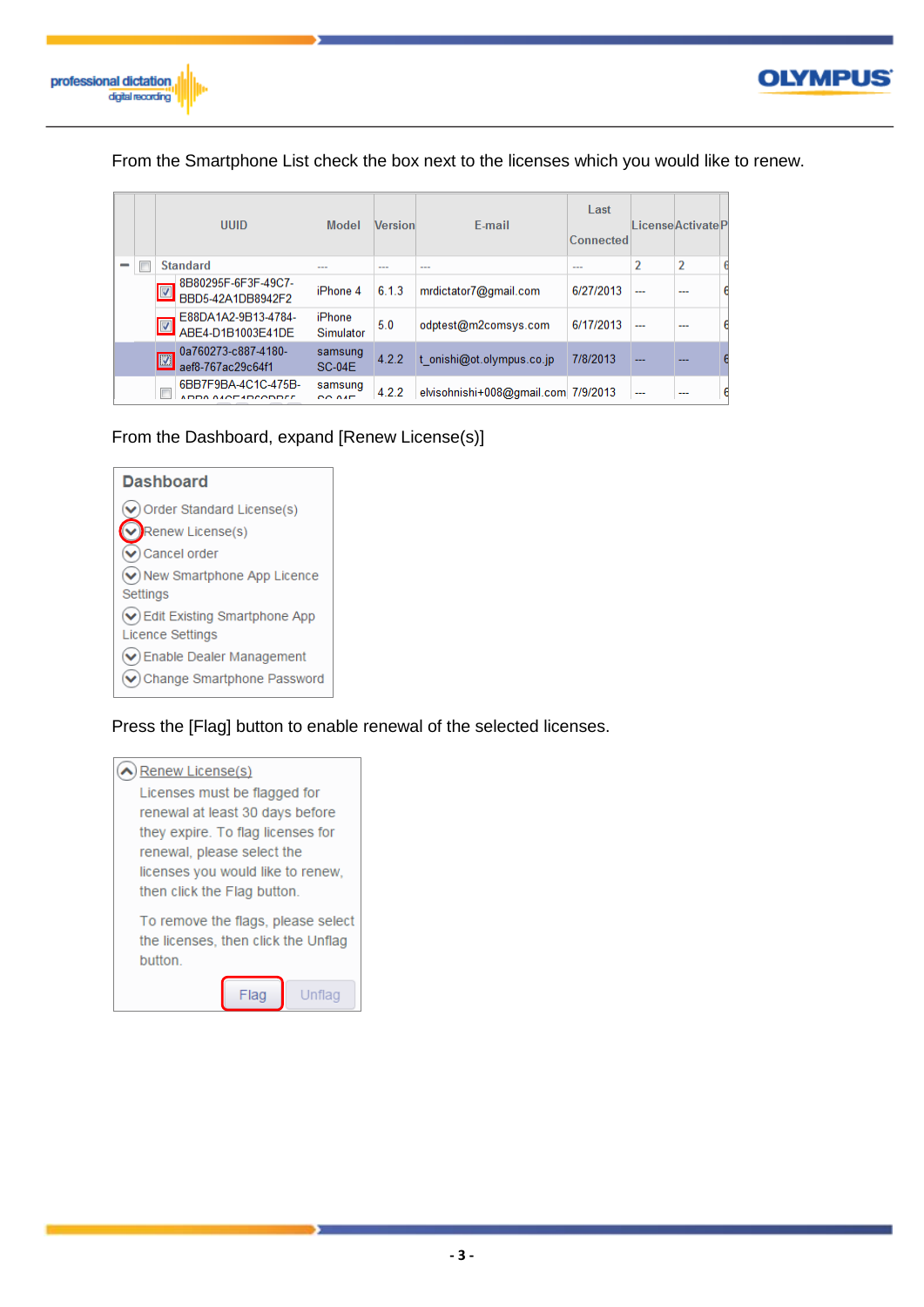From the Smartphone List check the box next to the licenses which you would like to renew.

| | | UUID | Model | Version | E-mail | Last Connected | License | Activate | P |
|---|---|---|---|---|---|---|---|---|---|
| − | ☐ | Standard | --- | --- | --- | --- | 2 | 2 | 6 |
| | ☑ | 8B80295F-6F3F-49C7-BBD5-42A1DB8942F2 | iPhone 4 | 6.1.3 | mrdictator7@gmail.com | 6/27/2013 | --- | --- | 6 |
| | ☑ | E88DA1A2-9B13-4784-ABE4-D1B1003E41DE | iPhone Simulator | 5.0 | odptest@m2comsys.com | 6/17/2013 | --- | --- | 6 |
| | ☑ | 0a760273-c887-4180-aef8-767ac29c64f1 | samsung SC-04E | 4.2.2 | t_onishi@ot.olympus.co.jp | 7/8/2013 | --- | --- | 6 |
| | ☐ | 6BB7F9BA-4C1C-475B- | samsung | 4.2.2 | elvisohnishi+008@gmail.com | 7/9/2013 | --- | --- | 6 |

From the Dashboard, expand [Renew License(s)]

**Dashboard**

- Order Standard License(s)
- Renew License(s)
- Cancel order
- New Smartphone App Licence Settings
- Edit Existing Smartphone App Licence Settings
- Enable Dealer Management
- Change Smartphone Password

Press the [Flag] button to enable renewal of the selected licenses.

Renew License(s)

Licenses must be flagged for renewal at least 30 days before they expire. To flag licenses for renewal, please select the licenses you would like to renew, then click the Flag button.

To remove the flags, please select the licenses, then click the Unflag button.

[Flag] [Unflag]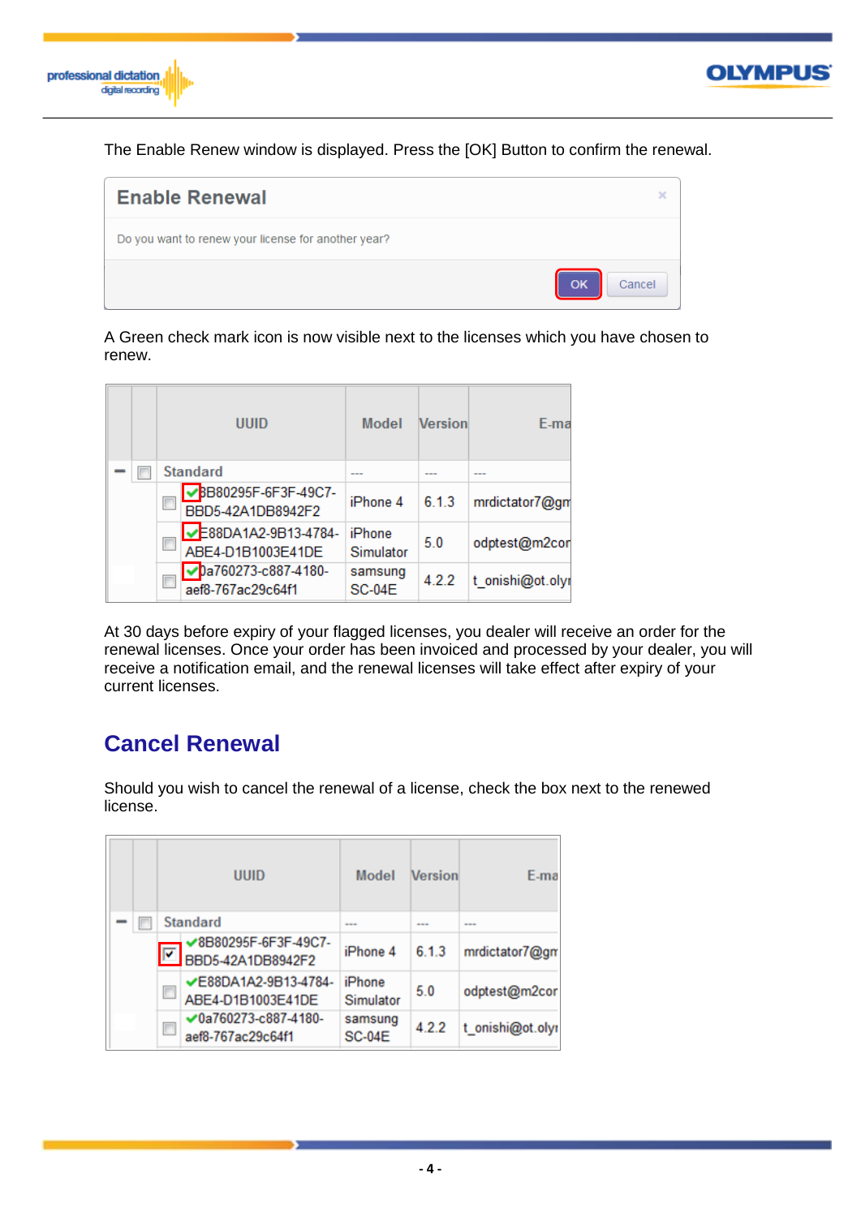The Enable Renew window is displayed. Press the [OK] Button to confirm the renewal.

**Enable Renewal**

Do you want to renew your license for another year?

OK Cancel

A Green check mark icon is now visible next to the licenses which you have chosen to renew.

| | | UUID | Model | Version | E-ma |
|---|---|---|---|---|---|
| − | ☐ | Standard | --- | --- | --- |
| | ☐ | ✔8B80295F-6F3F-49C7-BBD5-42A1DB8942F2 | iPhone 4 | 6.1.3 | mrdictator7@gm |
| | ☐ | ✔E88DA1A2-9B13-4784-ABE4-D1B1003E41DE | iPhone Simulator | 5.0 | odptest@m2cor |
| | ☐ | ✔0a760273-c887-4180-aef8-767ac29c64f1 | samsung SC-04E | 4.2.2 | t_onishi@ot.oly |

At 30 days before expiry of your flagged licenses, you dealer will receive an order for the renewal licenses. Once your order has been invoiced and processed by your dealer, you will receive a notification email, and the renewal licenses will take effect after expiry of your current licenses.

## Cancel Renewal

Should you wish to cancel the renewal of a license, check the box next to the renewed license.

| | | UUID | Model | Version | E-ma |
|---|---|---|---|---|---|
| − | ☐ | Standard | --- | --- | --- |
| | ☑ | ✔8B80295F-6F3F-49C7-BBD5-42A1DB8942F2 | iPhone 4 | 6.1.3 | mrdictator7@gm |
| | ☐ | ✔E88DA1A2-9B13-4784-ABE4-D1B1003E41DE | iPhone Simulator | 5.0 | odptest@m2cor |
| | ☐ | ✔0a760273-c887-4180-aef8-767ac29c64f1 | samsung SC-04E | 4.2.2 | t_onishi@ot.oly |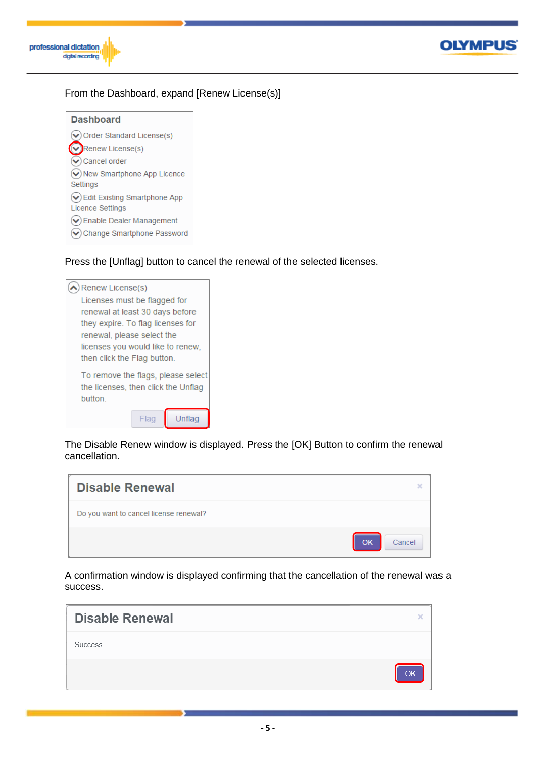From the Dashboard, expand [Renew License(s)]

**Dashboard**

- Order Standard License(s)
- Renew License(s)
- Cancel order
- New Smartphone App Licence Settings
- Edit Existing Smartphone App Licence Settings
- Enable Dealer Management
- Change Smartphone Password

Press the [Unflag] button to cancel the renewal of the selected licenses.

Renew License(s)

Licenses must be flagged for renewal at least 30 days before they expire. To flag licenses for renewal, please select the licenses you would like to renew, then click the Flag button.

To remove the flags, please select the licenses, then click the Unflag button.

Flag Unflag

The Disable Renew window is displayed. Press the [OK] Button to confirm the renewal cancellation.

**Disable Renewal**

Do you want to cancel license renewal?

OK Cancel

A confirmation window is displayed confirming that the cancellation of the renewal was a success.

**Disable Renewal**

Success

OK